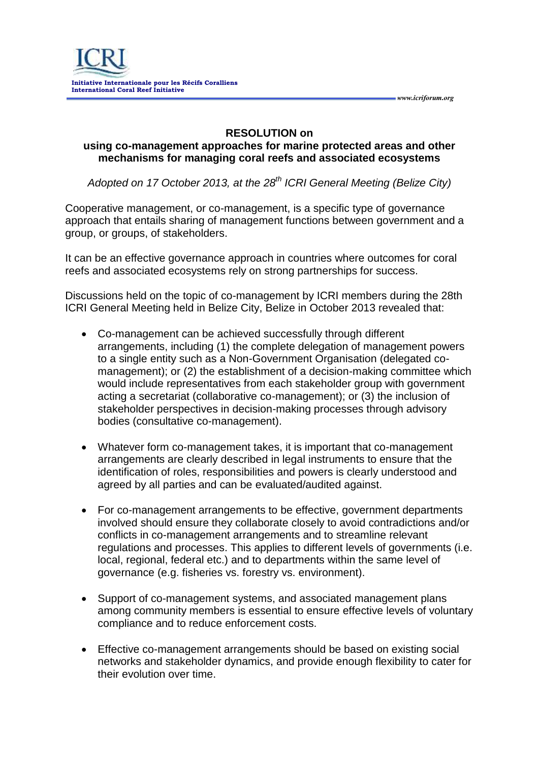# RESOLUTION on using co-management approaches for marine protected areas and other mechanisms for managing coral reefs and associated ecosystems

*Adopted on 17 October 2013, at the 28th ICRI General Meeting (Belize City)*

Cooperative management, or co-management, is a specific type of governance approach that entails sharing of management functions between government and a group, or groups, of stakeholders.

It can be an effective governance approach in countries where outcomes for coral reefs and associated ecosystems rely on strong partnerships for success.

Discussions held on the topic of co-management by ICRI members during the 28th ICRI General Meeting held in Belize City, Belize in October 2013 revealed that:

- Co-management can be achieved successfully through different arrangements, including (1) the complete delegation of management powers to a single entity such as a Non-Government Organisation (delegated co-management); or (2) the establishment of a decision-making committee which would include representatives from each stakeholder group with government acting a secretariat (collaborative co-management); or (3) the inclusion of stakeholder perspectives in decision-making processes through advisory bodies (consultative co-management).

- Whatever form co-management takes, it is important that co-management arrangements are clearly described in legal instruments to ensure that the identification of roles, responsibilities and powers is clearly understood and agreed by all parties and can be evaluated/audited against.

- For co-management arrangements to be effective, government departments involved should ensure they collaborate closely to avoid contradictions and/or conflicts in co-management arrangements and to streamline relevant regulations and processes. This applies to different levels of governments (i.e. local, regional, federal etc.) and to departments within the same level of governance (e.g. fisheries vs. forestry vs. environment).

- Support of co-management systems, and associated management plans among community members is essential to ensure effective levels of voluntary compliance and to reduce enforcement costs.

- Effective co-management arrangements should be based on existing social networks and stakeholder dynamics, and provide enough flexibility to cater for their evolution over time.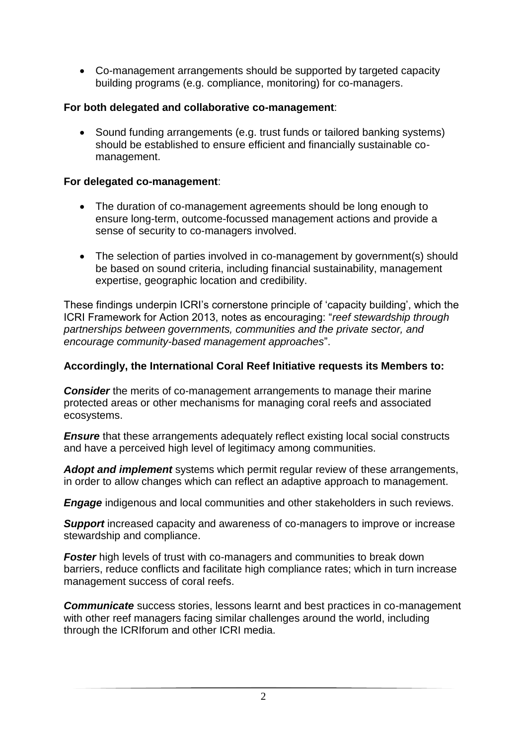- Co-management arrangements should be supported by targeted capacity building programs (e.g. compliance, monitoring) for co-managers.

**For both delegated and collaborative co-management**:

- Sound funding arrangements (e.g. trust funds or tailored banking systems) should be established to ensure efficient and financially sustainable co-management.

**For delegated co-management**:

- The duration of co-management agreements should be long enough to ensure long-term, outcome-focussed management actions and provide a sense of security to co-managers involved.

- The selection of parties involved in co-management by government(s) should be based on sound criteria, including financial sustainability, management expertise, geographic location and credibility.

These findings underpin ICRI's cornerstone principle of 'capacity building', which the ICRI Framework for Action 2013, notes as encouraging: "*reef stewardship through partnerships between governments, communities and the private sector, and encourage community-based management approaches*".

**Accordingly, the International Coral Reef Initiative requests its Members to:**

***Consider*** the merits of co-management arrangements to manage their marine protected areas or other mechanisms for managing coral reefs and associated ecosystems.

***Ensure*** that these arrangements adequately reflect existing local social constructs and have a perceived high level of legitimacy among communities.

***Adopt and implement*** systems which permit regular review of these arrangements, in order to allow changes which can reflect an adaptive approach to management.

***Engage*** indigenous and local communities and other stakeholders in such reviews.

***Support*** increased capacity and awareness of co-managers to improve or increase stewardship and compliance.

***Foster*** high levels of trust with co-managers and communities to break down barriers, reduce conflicts and facilitate high compliance rates; which in turn increase management success of coral reefs.

***Communicate*** success stories, lessons learnt and best practices in co-management with other reef managers facing similar challenges around the world, including through the ICRIforum and other ICRI media.